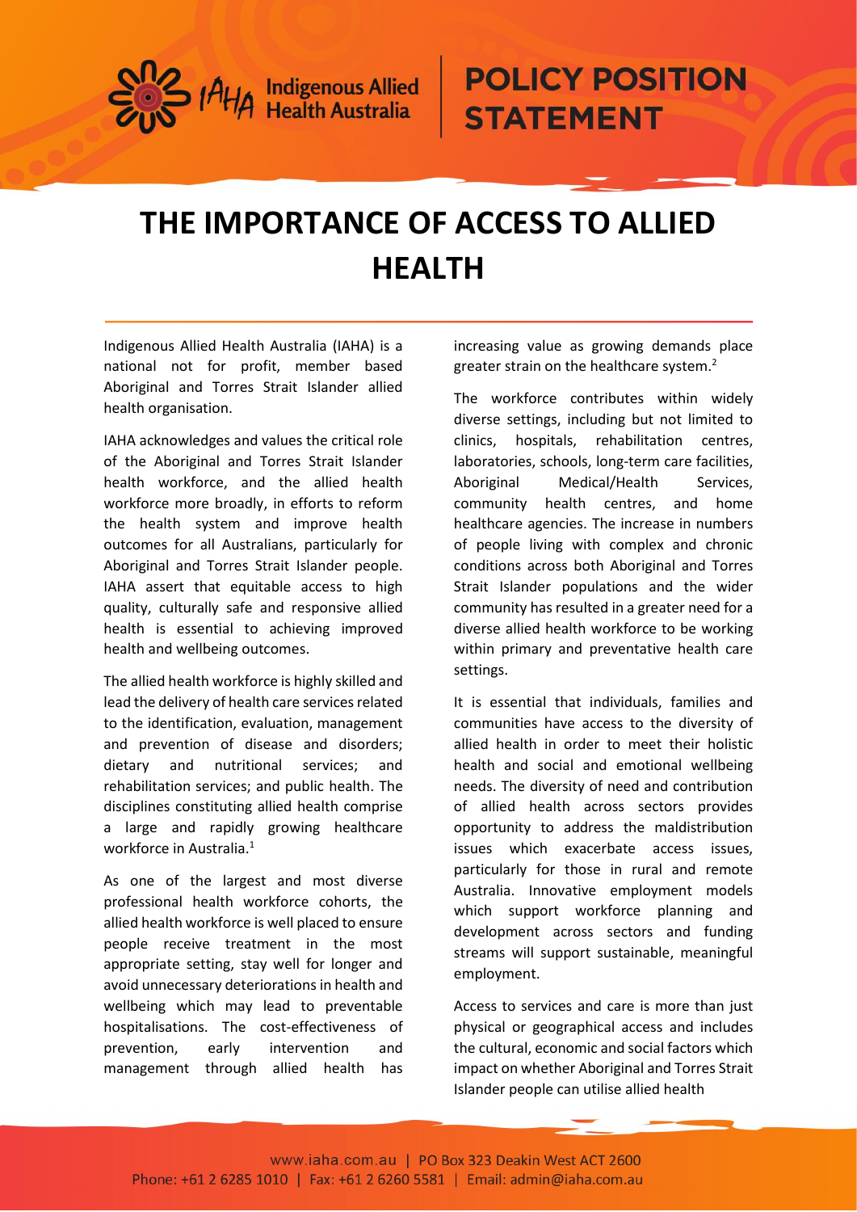# POLICY POSITION STATEMENT

# THE IMPORTANCE OF ACCESS TO ALLIED HEALTH

Indigenous Allied Health Australia (IAHA) is a national not for profit, member based Aboriginal and Torres Strait Islander allied health organisation.

IAHA acknowledges and values the critical role of the Aboriginal and Torres Strait Islander health workforce, and the allied health workforce more broadly, in efforts to reform the health system and improve health outcomes for all Australians, particularly for Aboriginal and Torres Strait Islander people. IAHA assert that equitable access to high quality, culturally safe and responsive allied health is essential to achieving improved health and wellbeing outcomes.

The allied health workforce is highly skilled and lead the delivery of health care services related to the identification, evaluation, management and prevention of disease and disorders; dietary and nutritional services; and rehabilitation services; and public health. The disciplines constituting allied health comprise a large and rapidly growing healthcare workforce in Australia.[1]

As one of the largest and most diverse professional health workforce cohorts, the allied health workforce is well placed to ensure people receive treatment in the most appropriate setting, stay well for longer and avoid unnecessary deteriorations in health and wellbeing which may lead to preventable hospitalisations. The cost-effectiveness of prevention, early intervention and management through allied health has increasing value as growing demands place greater strain on the healthcare system.[2]

The workforce contributes within widely diverse settings, including but not limited to clinics, hospitals, rehabilitation centres, laboratories, schools, long-term care facilities, Aboriginal Medical/Health Services, community health centres, and home healthcare agencies. The increase in numbers of people living with complex and chronic conditions across both Aboriginal and Torres Strait Islander populations and the wider community has resulted in a greater need for a diverse allied health workforce to be working within primary and preventative health care settings.

It is essential that individuals, families and communities have access to the diversity of allied health in order to meet their holistic health and social and emotional wellbeing needs. The diversity of need and contribution of allied health across sectors provides opportunity to address the maldistribution issues which exacerbate access issues, particularly for those in rural and remote Australia. Innovative employment models which support workforce planning and development across sectors and funding streams will support sustainable, meaningful employment.

Access to services and care is more than just physical or geographical access and includes the cultural, economic and social factors which impact on whether Aboriginal and Torres Strait Islander people can utilise allied health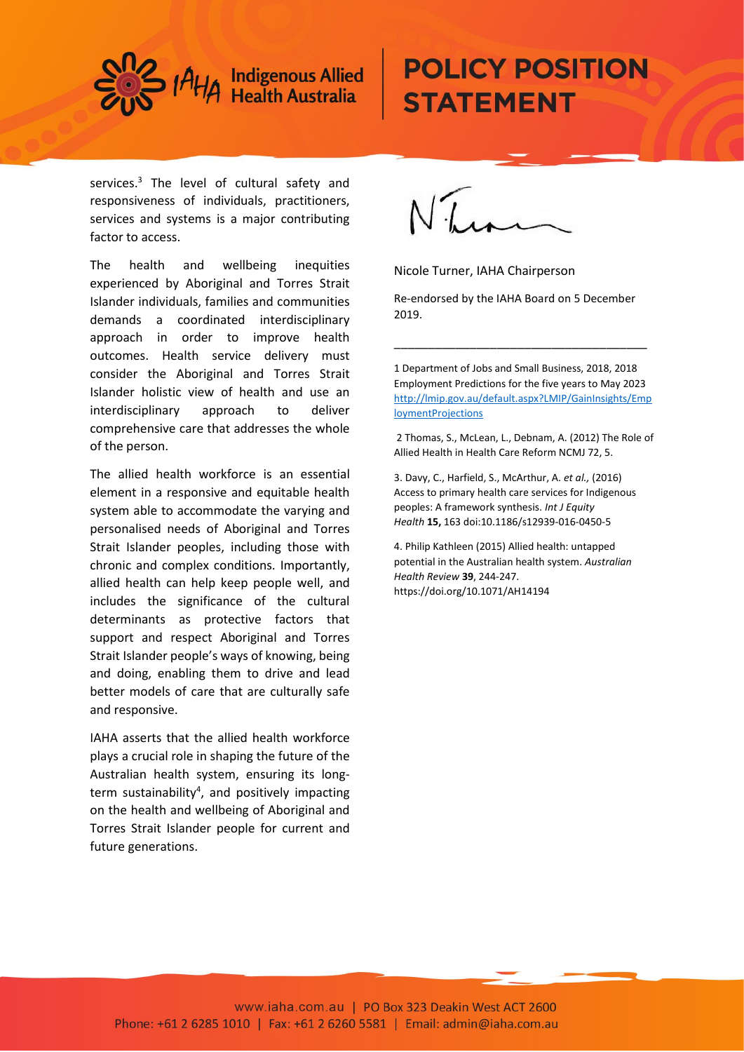services.[3] The level of cultural safety and responsiveness of individuals, practitioners, services and systems is a major contributing factor to access.

The health and wellbeing inequities experienced by Aboriginal and Torres Strait Islander individuals, families and communities demands a coordinated interdisciplinary approach in order to improve health outcomes. Health service delivery must consider the Aboriginal and Torres Strait Islander holistic view of health and use an interdisciplinary approach to deliver comprehensive care that addresses the whole of the person.

The allied health workforce is an essential element in a responsive and equitable health system able to accommodate the varying and personalised needs of Aboriginal and Torres Strait Islander peoples, including those with chronic and complex conditions. Importantly, allied health can help keep people well, and includes the significance of the cultural determinants as protective factors that support and respect Aboriginal and Torres Strait Islander people's ways of knowing, being and doing, enabling them to drive and lead better models of care that are culturally safe and responsive.

IAHA asserts that the allied health workforce plays a crucial role in shaping the future of the Australian health system, ensuring its long-term sustainability[4], and positively impacting on the health and wellbeing of Aboriginal and Torres Strait Islander people for current and future generations.

Nicole Turner, IAHA Chairperson

Re-endorsed by the IAHA Board on 5 December 2019.

---

1 Department of Jobs and Small Business, 2018, 2018 Employment Predictions for the five years to May 2023 http://lmip.gov.au/default.aspx?LMIP/GainInsights/EmploymentProjections

2 Thomas, S., McLean, L., Debnam, A. (2012) The Role of Allied Health in Health Care Reform NCMJ 72, 5.

3. Davy, C., Harfield, S., McArthur, A. *et al.,* (2016) Access to primary health care services for Indigenous peoples: A framework synthesis. *Int J Equity Health* **15,** 163 doi:10.1186/s12939-016-0450-5

4. Philip Kathleen (2015) Allied health: untapped potential in the Australian health system. *Australian Health Review* **39**, 244-247. https://doi.org/10.1071/AH14194